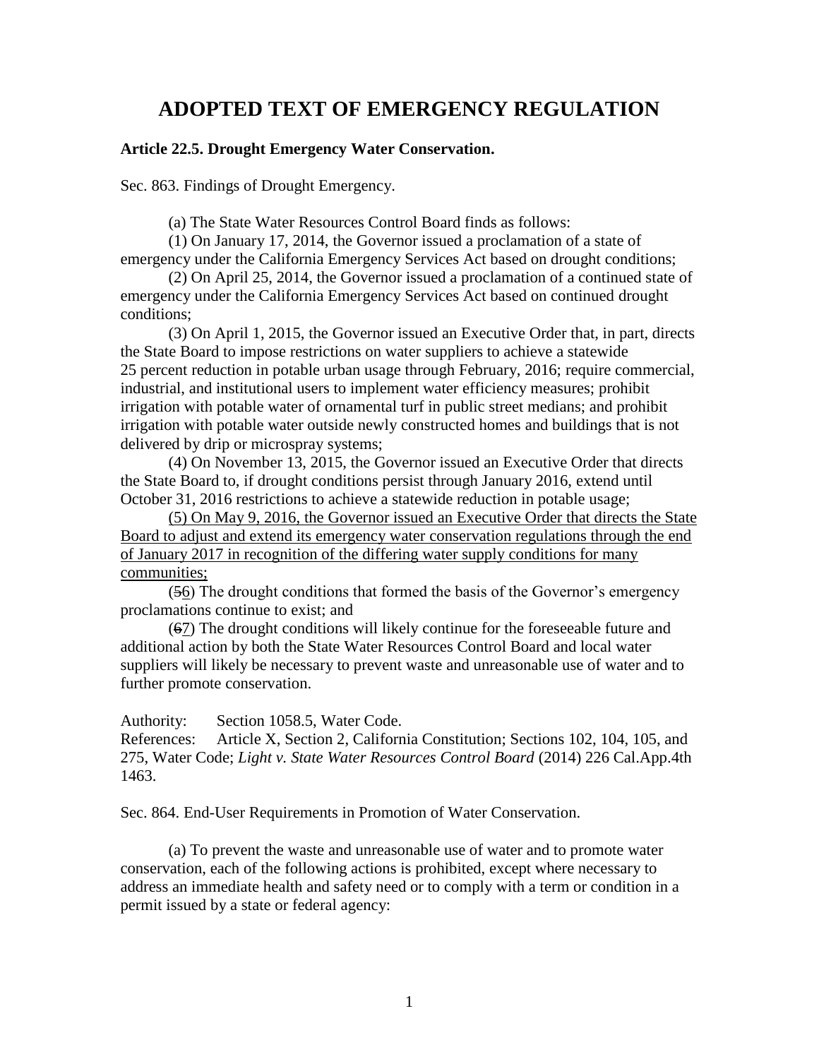# ADOPTED TEXT OF EMERGENCY REGULATION

**Article 22.5. Drought Emergency Water Conservation.**

Sec. 863. Findings of Drought Emergency.

(a) The State Water Resources Control Board finds as follows:

(1) On January 17, 2014, the Governor issued a proclamation of a state of emergency under the California Emergency Services Act based on drought conditions;

(2) On April 25, 2014, the Governor issued a proclamation of a continued state of emergency under the California Emergency Services Act based on continued drought conditions;

(3) On April 1, 2015, the Governor issued an Executive Order that, in part, directs the State Board to impose restrictions on water suppliers to achieve a statewide 25 percent reduction in potable urban usage through February, 2016; require commercial, industrial, and institutional users to implement water efficiency measures; prohibit irrigation with potable water of ornamental turf in public street medians; and prohibit irrigation with potable water outside newly constructed homes and buildings that is not delivered by drip or microspray systems;

(4) On November 13, 2015, the Governor issued an Executive Order that directs the State Board to, if drought conditions persist through January 2016, extend until October 31, 2016 restrictions to achieve a statewide reduction in potable usage;

<u>(5) On May 9, 2016, the Governor issued an Executive Order that directs the State Board to adjust and extend its emergency water conservation regulations through the end of January 2017 in recognition of the differing water supply conditions for many communities;</u>

(~~5~~<u>6</u>) The drought conditions that formed the basis of the Governor's emergency proclamations continue to exist; and

(~~6~~<u>7</u>) The drought conditions will likely continue for the foreseeable future and additional action by both the State Water Resources Control Board and local water suppliers will likely be necessary to prevent waste and unreasonable use of water and to further promote conservation.

Authority: Section 1058.5, Water Code.
References: Article X, Section 2, California Constitution; Sections 102, 104, 105, and 275, Water Code; *Light v. State Water Resources Control Board* (2014) 226 Cal.App.4th 1463.

Sec. 864. End-User Requirements in Promotion of Water Conservation.

(a) To prevent the waste and unreasonable use of water and to promote water conservation, each of the following actions is prohibited, except where necessary to address an immediate health and safety need or to comply with a term or condition in a permit issued by a state or federal agency: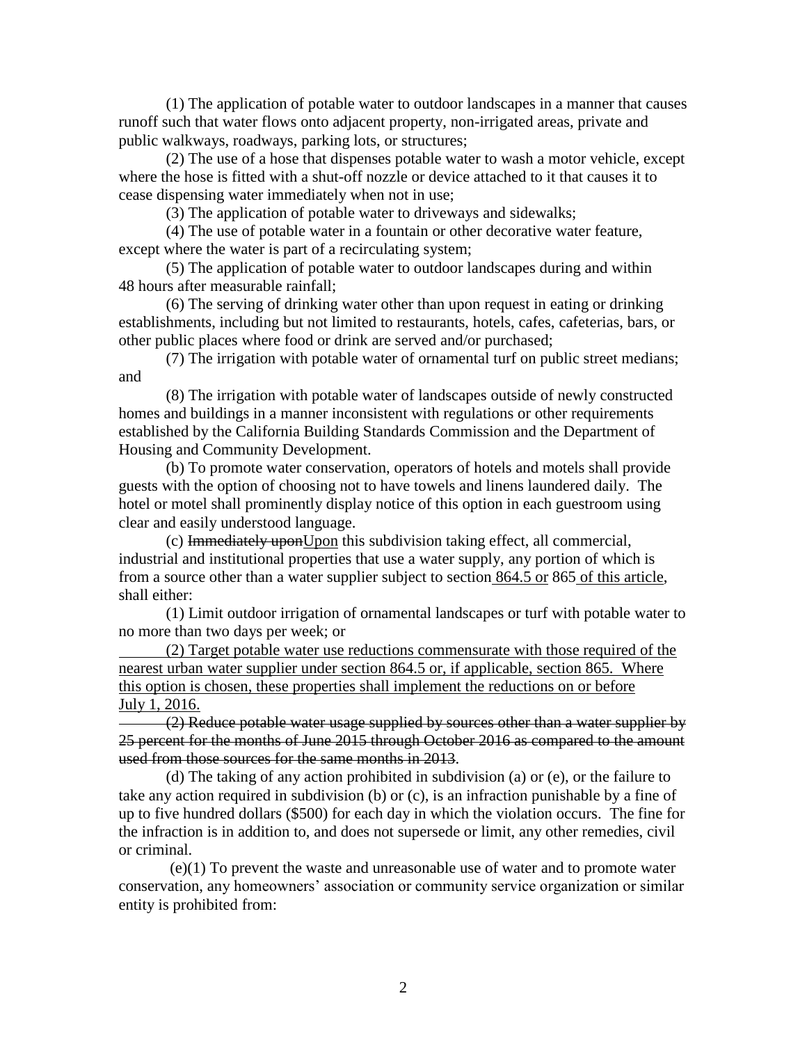(1) The application of potable water to outdoor landscapes in a manner that causes runoff such that water flows onto adjacent property, non-irrigated areas, private and public walkways, roadways, parking lots, or structures;

(2) The use of a hose that dispenses potable water to wash a motor vehicle, except where the hose is fitted with a shut-off nozzle or device attached to it that causes it to cease dispensing water immediately when not in use;

(3) The application of potable water to driveways and sidewalks;

(4) The use of potable water in a fountain or other decorative water feature, except where the water is part of a recirculating system;

(5) The application of potable water to outdoor landscapes during and within 48 hours after measurable rainfall;

(6) The serving of drinking water other than upon request in eating or drinking establishments, including but not limited to restaurants, hotels, cafes, cafeterias, bars, or other public places where food or drink are served and/or purchased;

(7) The irrigation with potable water of ornamental turf on public street medians; and

(8) The irrigation with potable water of landscapes outside of newly constructed homes and buildings in a manner inconsistent with regulations or other requirements established by the California Building Standards Commission and the Department of Housing and Community Development.

(b) To promote water conservation, operators of hotels and motels shall provide guests with the option of choosing not to have towels and linens laundered daily. The hotel or motel shall prominently display notice of this option in each guestroom using clear and easily understood language.

(c) ~~Immediately upon~~<u>Upon</u> this subdivision taking effect, all commercial, industrial and institutional properties that use a water supply, any portion of which is from a source other than a water supplier subject to section <u>864.5 or</u> 865 <u>of this article</u>, shall either:

(1) Limit outdoor irrigation of ornamental landscapes or turf with potable water to no more than two days per week; or

<u>(2) Target potable water use reductions commensurate with those required of the nearest urban water supplier under section 864.5 or, if applicable, section 865. Where this option is chosen, these properties shall implement the reductions on or before July 1, 2016.</u>

~~(2) Reduce potable water usage supplied by sources other than a water supplier by 25 percent for the months of June 2015 through October 2016 as compared to the amount used from those sources for the same months in 2013.~~

(d) The taking of any action prohibited in subdivision (a) or (e), or the failure to take any action required in subdivision (b) or (c), is an infraction punishable by a fine of up to five hundred dollars ($500) for each day in which the violation occurs. The fine for the infraction is in addition to, and does not supersede or limit, any other remedies, civil or criminal.

(e)(1) To prevent the waste and unreasonable use of water and to promote water conservation, any homeowners' association or community service organization or similar entity is prohibited from: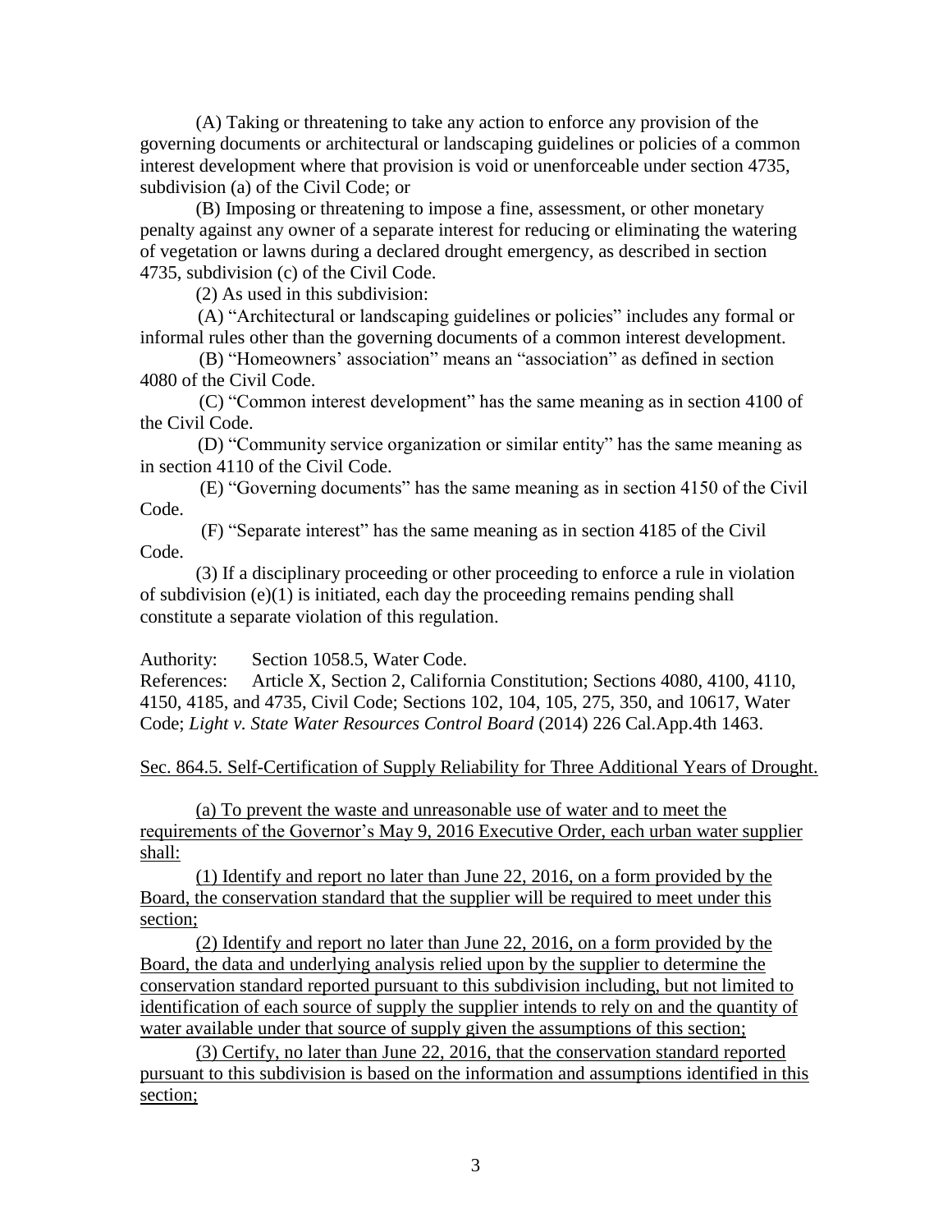(A) Taking or threatening to take any action to enforce any provision of the governing documents or architectural or landscaping guidelines or policies of a common interest development where that provision is void or unenforceable under section 4735, subdivision (a) of the Civil Code; or

(B) Imposing or threatening to impose a fine, assessment, or other monetary penalty against any owner of a separate interest for reducing or eliminating the watering of vegetation or lawns during a declared drought emergency, as described in section 4735, subdivision (c) of the Civil Code.

(2) As used in this subdivision:

(A) "Architectural or landscaping guidelines or policies" includes any formal or informal rules other than the governing documents of a common interest development.

(B) "Homeowners' association" means an "association" as defined in section 4080 of the Civil Code.

(C) "Common interest development" has the same meaning as in section 4100 of the Civil Code.

(D) "Community service organization or similar entity" has the same meaning as in section 4110 of the Civil Code.

(E) "Governing documents" has the same meaning as in section 4150 of the Civil Code.

(F) "Separate interest" has the same meaning as in section 4185 of the Civil Code.

(3) If a disciplinary proceeding or other proceeding to enforce a rule in violation of subdivision (e)(1) is initiated, each day the proceeding remains pending shall constitute a separate violation of this regulation.

Authority: Section 1058.5, Water Code.
References: Article X, Section 2, California Constitution; Sections 4080, 4100, 4110, 4150, 4185, and 4735, Civil Code; Sections 102, 104, 105, 275, 350, and 10617, Water Code; *Light v. State Water Resources Control Board* (2014) 226 Cal.App.4th 1463.

<u>Sec. 864.5. Self-Certification of Supply Reliability for Three Additional Years of Drought.</u>

<u>(a) To prevent the waste and unreasonable use of water and to meet the requirements of the Governor's May 9, 2016 Executive Order, each urban water supplier shall:</u>

<u>(1) Identify and report no later than June 22, 2016, on a form provided by the Board, the conservation standard that the supplier will be required to meet under this section;</u>

<u>(2) Identify and report no later than June 22, 2016, on a form provided by the Board, the data and underlying analysis relied upon by the supplier to determine the conservation standard reported pursuant to this subdivision including, but not limited to identification of each source of supply the supplier intends to rely on and the quantity of water available under that source of supply given the assumptions of this section;</u>

<u>(3) Certify, no later than June 22, 2016, that the conservation standard reported pursuant to this subdivision is based on the information and assumptions identified in this section;</u>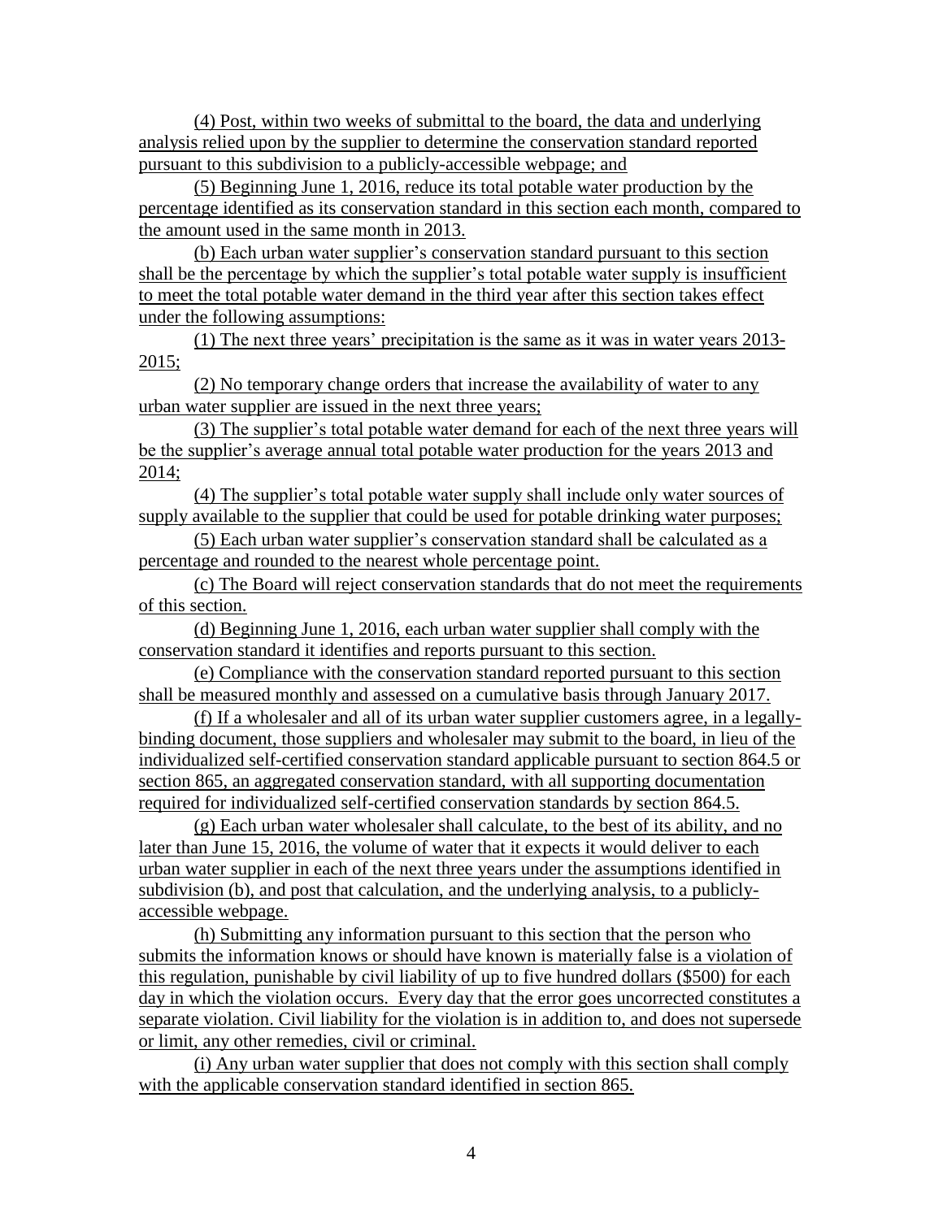(4) Post, within two weeks of submittal to the board, the data and underlying analysis relied upon by the supplier to determine the conservation standard reported pursuant to this subdivision to a publicly-accessible webpage; and

(5) Beginning June 1, 2016, reduce its total potable water production by the percentage identified as its conservation standard in this section each month, compared to the amount used in the same month in 2013.

(b) Each urban water supplier's conservation standard pursuant to this section shall be the percentage by which the supplier's total potable water supply is insufficient to meet the total potable water demand in the third year after this section takes effect under the following assumptions:

(1) The next three years' precipitation is the same as it was in water years 2013-2015;

(2) No temporary change orders that increase the availability of water to any urban water supplier are issued in the next three years;

(3) The supplier's total potable water demand for each of the next three years will be the supplier's average annual total potable water production for the years 2013 and 2014;

(4) The supplier's total potable water supply shall include only water sources of supply available to the supplier that could be used for potable drinking water purposes;

(5) Each urban water supplier's conservation standard shall be calculated as a percentage and rounded to the nearest whole percentage point.

(c) The Board will reject conservation standards that do not meet the requirements of this section.

(d) Beginning June 1, 2016, each urban water supplier shall comply with the conservation standard it identifies and reports pursuant to this section.

(e) Compliance with the conservation standard reported pursuant to this section shall be measured monthly and assessed on a cumulative basis through January 2017.

(f) If a wholesaler and all of its urban water supplier customers agree, in a legally-binding document, those suppliers and wholesaler may submit to the board, in lieu of the individualized self-certified conservation standard applicable pursuant to section 864.5 or section 865, an aggregated conservation standard, with all supporting documentation required for individualized self-certified conservation standards by section 864.5.

(g) Each urban water wholesaler shall calculate, to the best of its ability, and no later than June 15, 2016, the volume of water that it expects it would deliver to each urban water supplier in each of the next three years under the assumptions identified in subdivision (b), and post that calculation, and the underlying analysis, to a publicly-accessible webpage.

(h) Submitting any information pursuant to this section that the person who submits the information knows or should have known is materially false is a violation of this regulation, punishable by civil liability of up to five hundred dollars ($500) for each day in which the violation occurs. Every day that the error goes uncorrected constitutes a separate violation. Civil liability for the violation is in addition to, and does not supersede or limit, any other remedies, civil or criminal.

(i) Any urban water supplier that does not comply with this section shall comply with the applicable conservation standard identified in section 865.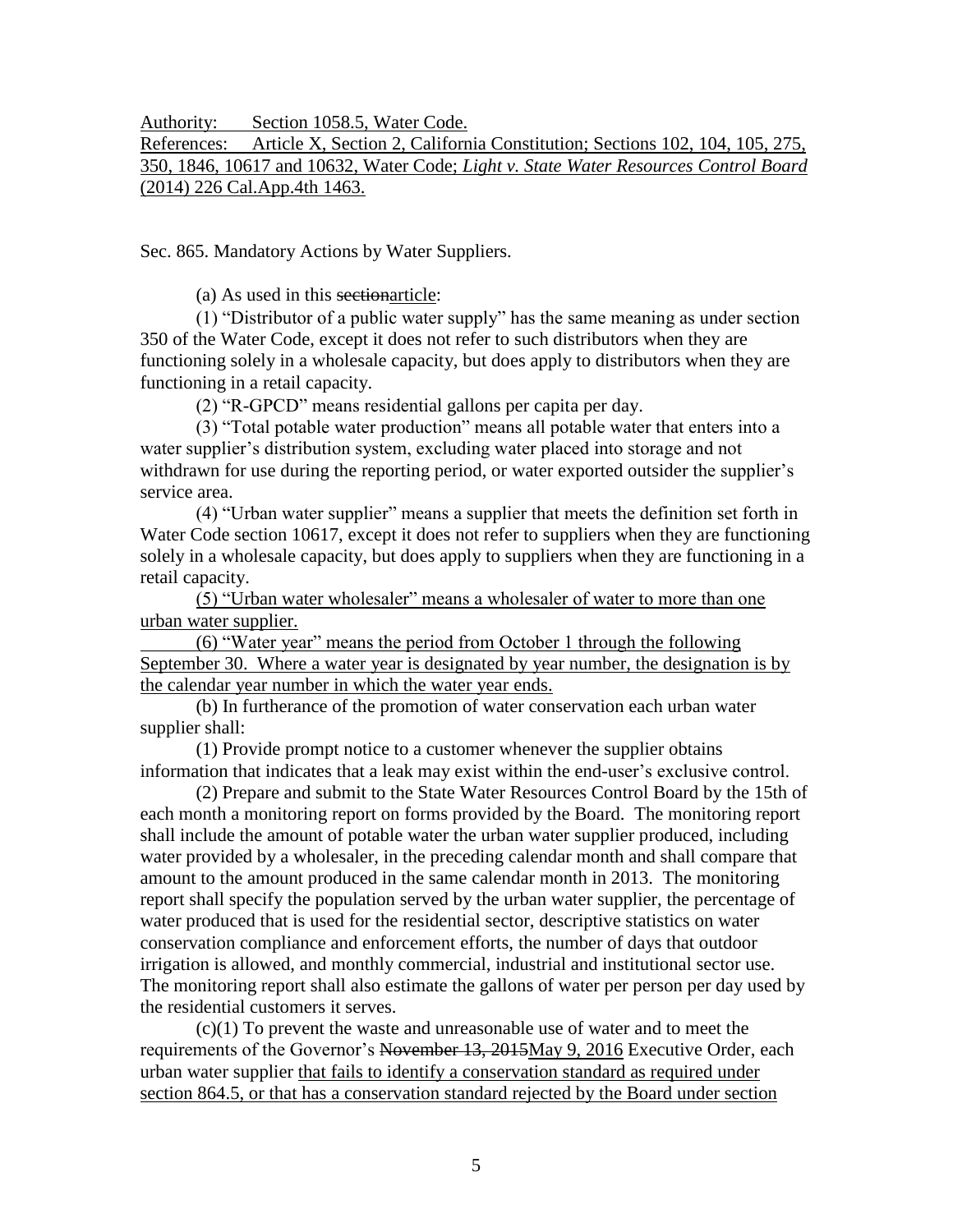<u>Authority:   Section 1058.5, Water Code.</u>
<u>References:   Article X, Section 2, California Constitution; Sections 102, 104, 105, 275, 350, 1846, 10617 and 10632, Water Code; *Light v. State Water Resources Control Board* (2014) 226 Cal.App.4th 1463.</u>

Sec. 865. Mandatory Actions by Water Suppliers.

(a) As used in this ~~section~~<u>article</u>:

(1) "Distributor of a public water supply" has the same meaning as under section 350 of the Water Code, except it does not refer to such distributors when they are functioning solely in a wholesale capacity, but does apply to distributors when they are functioning in a retail capacity.

(2) "R-GPCD" means residential gallons per capita per day.

(3) "Total potable water production" means all potable water that enters into a water supplier's distribution system, excluding water placed into storage and not withdrawn for use during the reporting period, or water exported outsider the supplier's service area.

(4) "Urban water supplier" means a supplier that meets the definition set forth in Water Code section 10617, except it does not refer to suppliers when they are functioning solely in a wholesale capacity, but does apply to suppliers when they are functioning in a retail capacity.

<u>(5) "Urban water wholesaler" means a wholesaler of water to more than one urban water supplier.</u>

<u>(6) "Water year" means the period from October 1 through the following September 30. Where a water year is designated by year number, the designation is by the calendar year number in which the water year ends.</u>

(b) In furtherance of the promotion of water conservation each urban water supplier shall:

(1) Provide prompt notice to a customer whenever the supplier obtains information that indicates that a leak may exist within the end-user's exclusive control.

(2) Prepare and submit to the State Water Resources Control Board by the 15th of each month a monitoring report on forms provided by the Board. The monitoring report shall include the amount of potable water the urban water supplier produced, including water provided by a wholesaler, in the preceding calendar month and shall compare that amount to the amount produced in the same calendar month in 2013. The monitoring report shall specify the population served by the urban water supplier, the percentage of water produced that is used for the residential sector, descriptive statistics on water conservation compliance and enforcement efforts, the number of days that outdoor irrigation is allowed, and monthly commercial, industrial and institutional sector use. The monitoring report shall also estimate the gallons of water per person per day used by the residential customers it serves.

(c)(1) To prevent the waste and unreasonable use of water and to meet the requirements of the Governor's ~~November 13, 2015~~<u>May 9, 2016</u> Executive Order, each urban water supplier <u>that fails to identify a conservation standard as required under section 864.5, or that has a conservation standard rejected by the Board under section</u>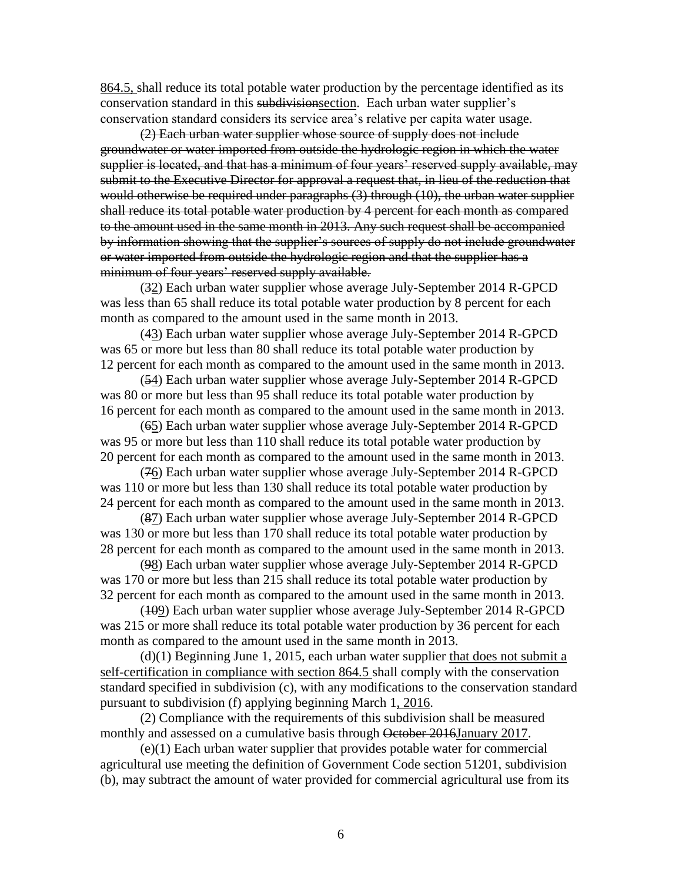864.5, shall reduce its total potable water production by the percentage identified as its conservation standard in this ~~subdivision~~section. Each urban water supplier's conservation standard considers its service area's relative per capita water usage.

~~(2) Each urban water supplier whose source of supply does not include groundwater or water imported from outside the hydrologic region in which the water supplier is located, and that has a minimum of four years' reserved supply available, may submit to the Executive Director for approval a request that, in lieu of the reduction that would otherwise be required under paragraphs (3) through (10), the urban water supplier shall reduce its total potable water production by 4 percent for each month as compared to the amount used in the same month in 2013. Any such request shall be accompanied by information showing that the supplier's sources of supply do not include groundwater or water imported from outside the hydrologic region and that the supplier has a minimum of four years' reserved supply available.~~

(~~3~~2) Each urban water supplier whose average July-September 2014 R-GPCD was less than 65 shall reduce its total potable water production by 8 percent for each month as compared to the amount used in the same month in 2013.

(~~4~~3) Each urban water supplier whose average July-September 2014 R-GPCD was 65 or more but less than 80 shall reduce its total potable water production by 12 percent for each month as compared to the amount used in the same month in 2013.

(~~5~~4) Each urban water supplier whose average July-September 2014 R-GPCD was 80 or more but less than 95 shall reduce its total potable water production by 16 percent for each month as compared to the amount used in the same month in 2013.

(~~6~~5) Each urban water supplier whose average July-September 2014 R-GPCD was 95 or more but less than 110 shall reduce its total potable water production by 20 percent for each month as compared to the amount used in the same month in 2013.

(~~7~~6) Each urban water supplier whose average July-September 2014 R-GPCD was 110 or more but less than 130 shall reduce its total potable water production by 24 percent for each month as compared to the amount used in the same month in 2013.

(~~8~~7) Each urban water supplier whose average July-September 2014 R-GPCD was 130 or more but less than 170 shall reduce its total potable water production by 28 percent for each month as compared to the amount used in the same month in 2013.

(~~9~~8) Each urban water supplier whose average July-September 2014 R-GPCD was 170 or more but less than 215 shall reduce its total potable water production by 32 percent for each month as compared to the amount used in the same month in 2013.

(~~10~~9) Each urban water supplier whose average July-September 2014 R-GPCD was 215 or more shall reduce its total potable water production by 36 percent for each month as compared to the amount used in the same month in 2013.

(d)(1) Beginning June 1, 2015, each urban water supplier that does not submit a self-certification in compliance with section 864.5 shall comply with the conservation standard specified in subdivision (c), with any modifications to the conservation standard pursuant to subdivision (f) applying beginning March 1, 2016.

(2) Compliance with the requirements of this subdivision shall be measured monthly and assessed on a cumulative basis through ~~October 2016~~January 2017.

(e)(1) Each urban water supplier that provides potable water for commercial agricultural use meeting the definition of Government Code section 51201, subdivision (b), may subtract the amount of water provided for commercial agricultural use from its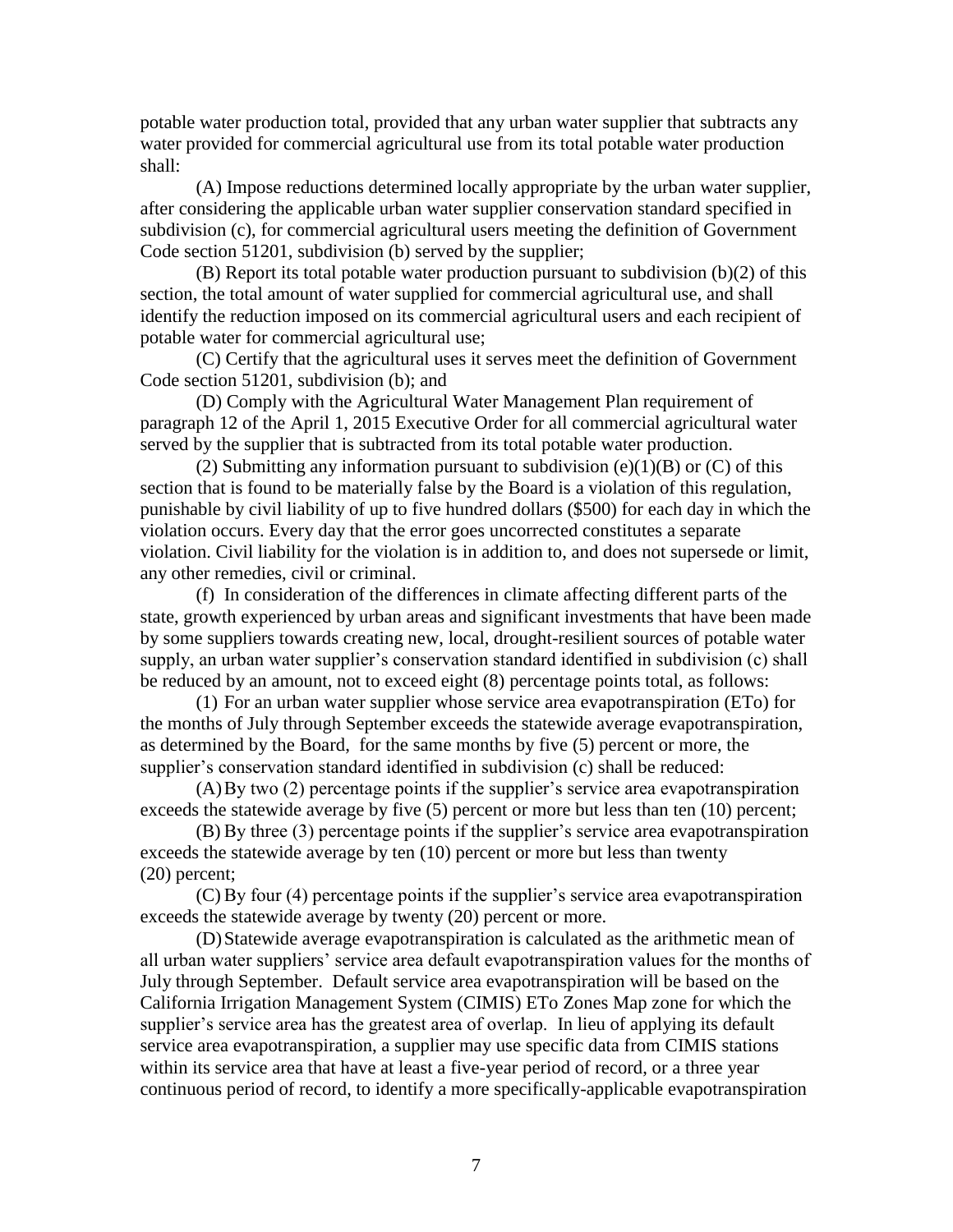potable water production total, provided that any urban water supplier that subtracts any water provided for commercial agricultural use from its total potable water production shall:

(A) Impose reductions determined locally appropriate by the urban water supplier, after considering the applicable urban water supplier conservation standard specified in subdivision (c), for commercial agricultural users meeting the definition of Government Code section 51201, subdivision (b) served by the supplier;

(B) Report its total potable water production pursuant to subdivision (b)(2) of this section, the total amount of water supplied for commercial agricultural use, and shall identify the reduction imposed on its commercial agricultural users and each recipient of potable water for commercial agricultural use;

(C) Certify that the agricultural uses it serves meet the definition of Government Code section 51201, subdivision (b); and

(D) Comply with the Agricultural Water Management Plan requirement of paragraph 12 of the April 1, 2015 Executive Order for all commercial agricultural water served by the supplier that is subtracted from its total potable water production.

(2) Submitting any information pursuant to subdivision (e)(1)(B) or (C) of this section that is found to be materially false by the Board is a violation of this regulation, punishable by civil liability of up to five hundred dollars ($500) for each day in which the violation occurs. Every day that the error goes uncorrected constitutes a separate violation. Civil liability for the violation is in addition to, and does not supersede or limit, any other remedies, civil or criminal.

(f) In consideration of the differences in climate affecting different parts of the state, growth experienced by urban areas and significant investments that have been made by some suppliers towards creating new, local, drought-resilient sources of potable water supply, an urban water supplier's conservation standard identified in subdivision (c) shall be reduced by an amount, not to exceed eight (8) percentage points total, as follows:

(1) For an urban water supplier whose service area evapotranspiration (ETo) for the months of July through September exceeds the statewide average evapotranspiration, as determined by the Board, for the same months by five (5) percent or more, the supplier's conservation standard identified in subdivision (c) shall be reduced:

(A) By two (2) percentage points if the supplier's service area evapotranspiration exceeds the statewide average by five (5) percent or more but less than ten (10) percent;

(B) By three (3) percentage points if the supplier's service area evapotranspiration exceeds the statewide average by ten (10) percent or more but less than twenty (20) percent;

(C) By four (4) percentage points if the supplier's service area evapotranspiration exceeds the statewide average by twenty (20) percent or more.

(D) Statewide average evapotranspiration is calculated as the arithmetic mean of all urban water suppliers' service area default evapotranspiration values for the months of July through September. Default service area evapotranspiration will be based on the California Irrigation Management System (CIMIS) ETo Zones Map zone for which the supplier's service area has the greatest area of overlap. In lieu of applying its default service area evapotranspiration, a supplier may use specific data from CIMIS stations within its service area that have at least a five-year period of record, or a three year continuous period of record, to identify a more specifically-applicable evapotranspiration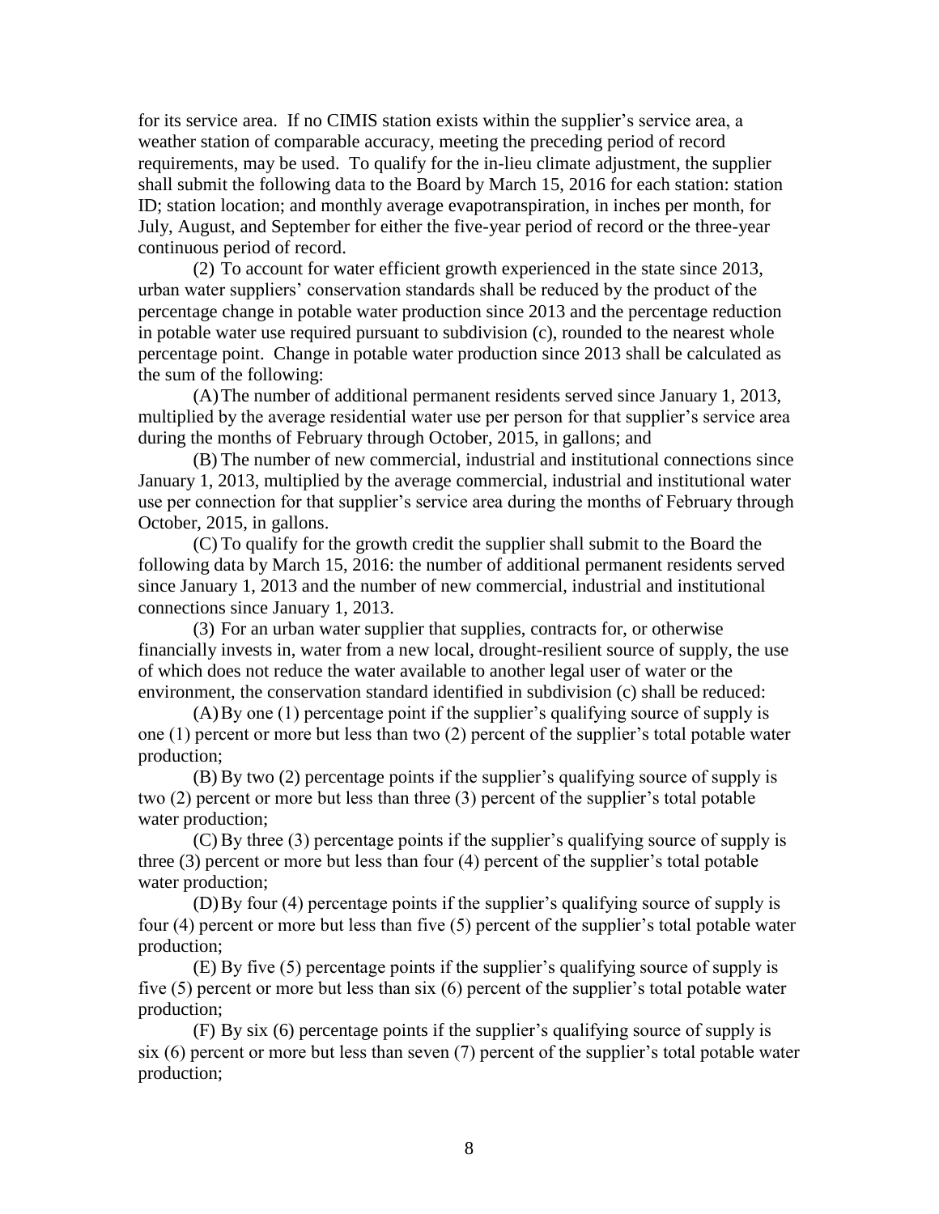for its service area. If no CIMIS station exists within the supplier's service area, a weather station of comparable accuracy, meeting the preceding period of record requirements, may be used. To qualify for the in-lieu climate adjustment, the supplier shall submit the following data to the Board by March 15, 2016 for each station: station ID; station location; and monthly average evapotranspiration, in inches per month, for July, August, and September for either the five-year period of record or the three-year continuous period of record.

(2) To account for water efficient growth experienced in the state since 2013, urban water suppliers' conservation standards shall be reduced by the product of the percentage change in potable water production since 2013 and the percentage reduction in potable water use required pursuant to subdivision (c), rounded to the nearest whole percentage point. Change in potable water production since 2013 shall be calculated as the sum of the following:

(A) The number of additional permanent residents served since January 1, 2013, multiplied by the average residential water use per person for that supplier's service area during the months of February through October, 2015, in gallons; and

(B) The number of new commercial, industrial and institutional connections since January 1, 2013, multiplied by the average commercial, industrial and institutional water use per connection for that supplier's service area during the months of February through October, 2015, in gallons.

(C) To qualify for the growth credit the supplier shall submit to the Board the following data by March 15, 2016: the number of additional permanent residents served since January 1, 2013 and the number of new commercial, industrial and institutional connections since January 1, 2013.

(3) For an urban water supplier that supplies, contracts for, or otherwise financially invests in, water from a new local, drought-resilient source of supply, the use of which does not reduce the water available to another legal user of water or the environment, the conservation standard identified in subdivision (c) shall be reduced:

(A) By one (1) percentage point if the supplier's qualifying source of supply is one (1) percent or more but less than two (2) percent of the supplier's total potable water production;

(B) By two (2) percentage points if the supplier's qualifying source of supply is two (2) percent or more but less than three (3) percent of the supplier's total potable water production;

(C) By three (3) percentage points if the supplier's qualifying source of supply is three (3) percent or more but less than four (4) percent of the supplier's total potable water production;

(D) By four (4) percentage points if the supplier's qualifying source of supply is four (4) percent or more but less than five (5) percent of the supplier's total potable water production;

(E) By five (5) percentage points if the supplier's qualifying source of supply is five (5) percent or more but less than six (6) percent of the supplier's total potable water production;

(F) By six (6) percentage points if the supplier's qualifying source of supply is six (6) percent or more but less than seven (7) percent of the supplier's total potable water production;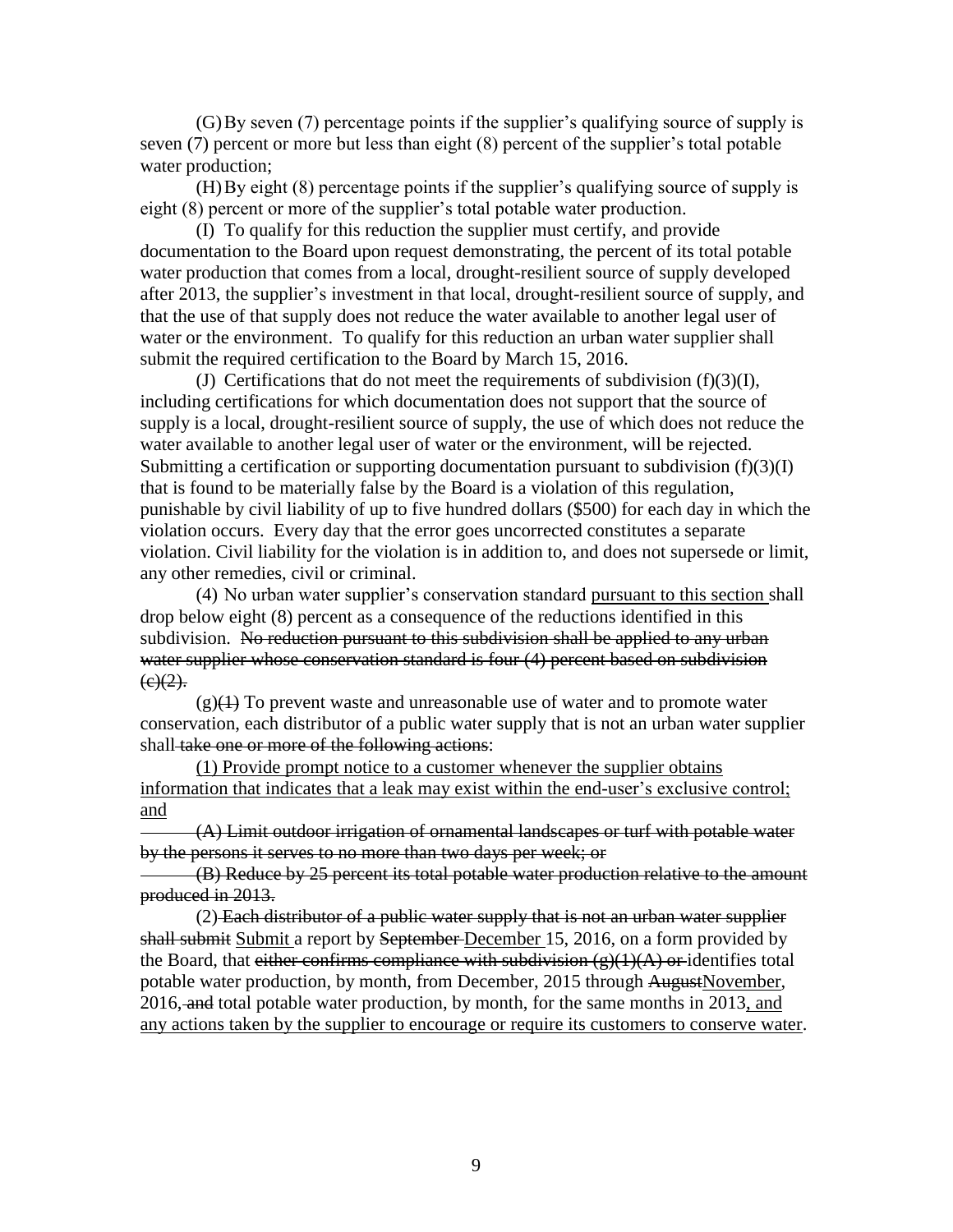(G) By seven (7) percentage points if the supplier's qualifying source of supply is seven (7) percent or more but less than eight (8) percent of the supplier's total potable water production;

(H) By eight (8) percentage points if the supplier's qualifying source of supply is eight (8) percent or more of the supplier's total potable water production.

(I) To qualify for this reduction the supplier must certify, and provide documentation to the Board upon request demonstrating, the percent of its total potable water production that comes from a local, drought-resilient source of supply developed after 2013, the supplier's investment in that local, drought-resilient source of supply, and that the use of that supply does not reduce the water available to another legal user of water or the environment. To qualify for this reduction an urban water supplier shall submit the required certification to the Board by March 15, 2016.

(J) Certifications that do not meet the requirements of subdivision (f)(3)(I), including certifications for which documentation does not support that the source of supply is a local, drought-resilient source of supply, the use of which does not reduce the water available to another legal user of water or the environment, will be rejected. Submitting a certification or supporting documentation pursuant to subdivision (f)(3)(I) that is found to be materially false by the Board is a violation of this regulation, punishable by civil liability of up to five hundred dollars ($500) for each day in which the violation occurs. Every day that the error goes uncorrected constitutes a separate violation. Civil liability for the violation is in addition to, and does not supersede or limit, any other remedies, civil or criminal.

(4) No urban water supplier's conservation standard <u>pursuant to this section</u> shall drop below eight (8) percent as a consequence of the reductions identified in this subdivision. ~~No reduction pursuant to this subdivision shall be applied to any urban water supplier whose conservation standard is four (4) percent based on subdivision (c)(2).~~

(g)~~(1)~~ To prevent waste and unreasonable use of water and to promote water conservation, each distributor of a public water supply that is not an urban water supplier shall ~~take one or more of the following actions~~:

<u>(1) Provide prompt notice to a customer whenever the supplier obtains information that indicates that a leak may exist within the end-user's exclusive control; and</u>

~~(A) Limit outdoor irrigation of ornamental landscapes or turf with potable water by the persons it serves to no more than two days per week; or~~

~~(B) Reduce by 25 percent its total potable water production relative to the amount produced in 2013.~~

(2) ~~Each distributor of a public water supply that is not an urban water supplier shall submit~~ <u>Submit</u> a report by ~~September~~ <u>December</u> 15, 2016, on a form provided by the Board, that ~~either confirms compliance with subdivision (g)(1)(A) or~~ identifies total potable water production, by month, from December, 2015 through ~~August~~<u>November</u>, 2016, ~~and~~ total potable water production, by month, for the same months in 2013<u>, and any actions taken by the supplier to encourage or require its customers to conserve water</u>.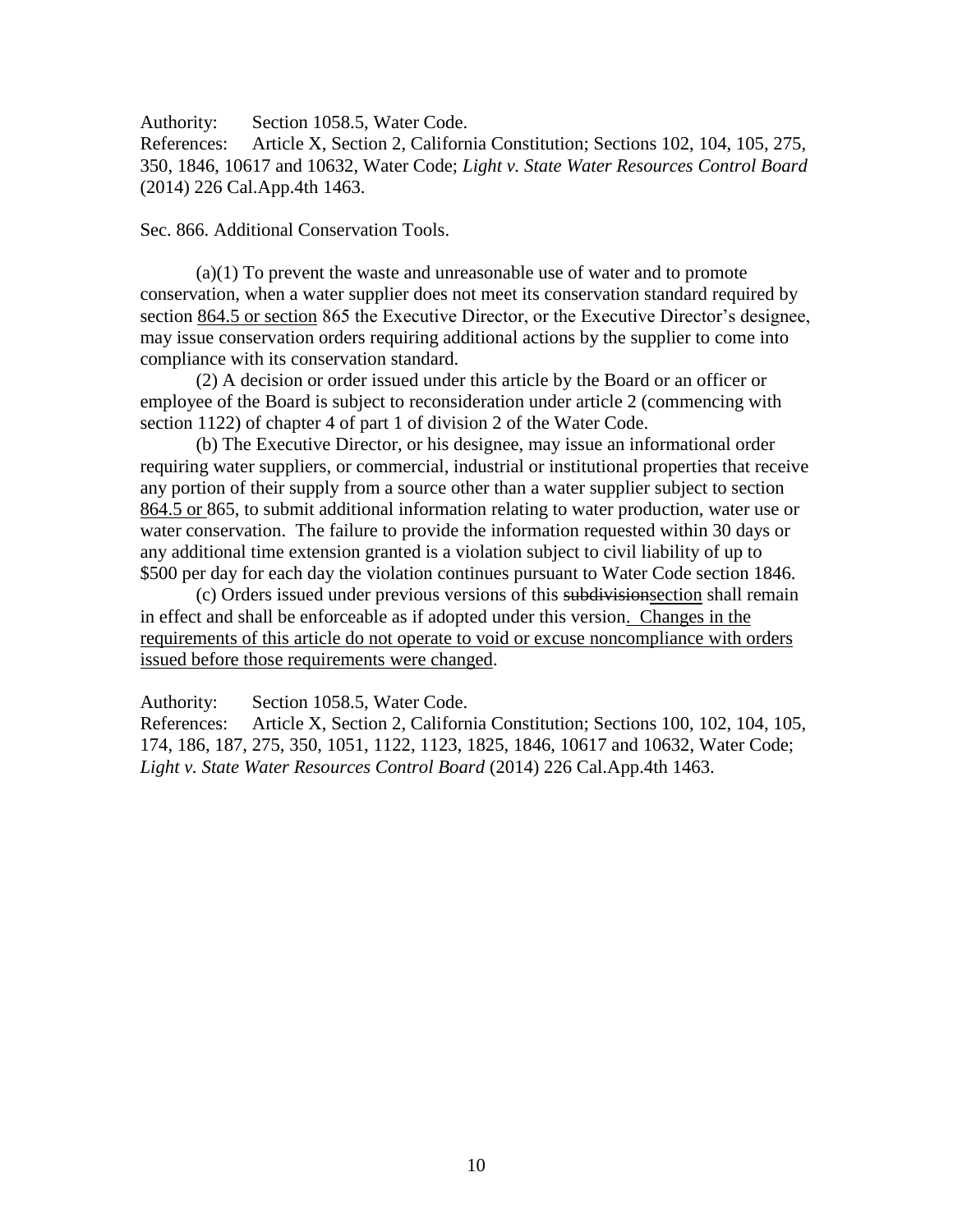Authority: Section 1058.5, Water Code.
References: Article X, Section 2, California Constitution; Sections 102, 104, 105, 275, 350, 1846, 10617 and 10632, Water Code; *Light v. State Water Resources Control Board* (2014) 226 Cal.App.4th 1463.

Sec. 866. Additional Conservation Tools.

(a)(1) To prevent the waste and unreasonable use of water and to promote conservation, when a water supplier does not meet its conservation standard required by section <u>864.5 or section</u> 865 the Executive Director, or the Executive Director's designee, may issue conservation orders requiring additional actions by the supplier to come into compliance with its conservation standard.

(2) A decision or order issued under this article by the Board or an officer or employee of the Board is subject to reconsideration under article 2 (commencing with section 1122) of chapter 4 of part 1 of division 2 of the Water Code.

(b) The Executive Director, or his designee, may issue an informational order requiring water suppliers, or commercial, industrial or institutional properties that receive any portion of their supply from a source other than a water supplier subject to section <u>864.5 or</u> 865, to submit additional information relating to water production, water use or water conservation. The failure to provide the information requested within 30 days or any additional time extension granted is a violation subject to civil liability of up to $500 per day for each day the violation continues pursuant to Water Code section 1846.

(c) Orders issued under previous versions of this ~~subdivision~~<u>section</u> shall remain in effect and shall be enforceable as if adopted under this version<u>. Changes in the requirements of this article do not operate to void or excuse noncompliance with orders issued before those requirements were changed</u>.

Authority: Section 1058.5, Water Code.
References: Article X, Section 2, California Constitution; Sections 100, 102, 104, 105, 174, 186, 187, 275, 350, 1051, 1122, 1123, 1825, 1846, 10617 and 10632, Water Code; *Light v. State Water Resources Control Board* (2014) 226 Cal.App.4th 1463.